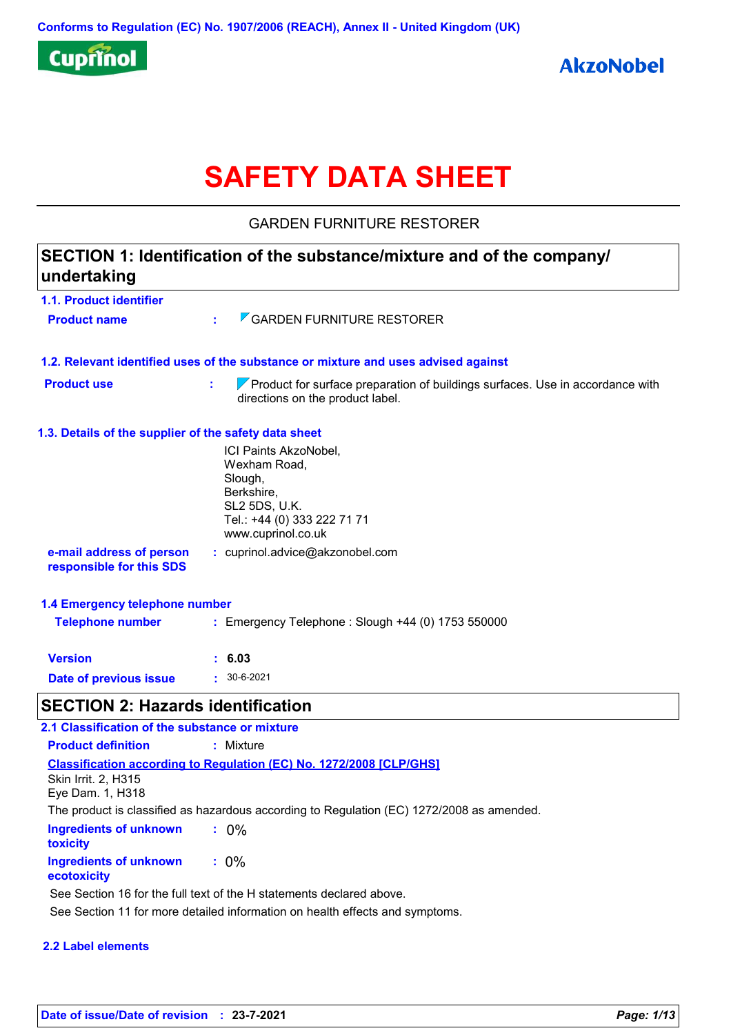Conforms to Regulation (EC) No. 1907/2006 (REACH), Annex II - United Kingdom (UK)

Cuprinol

AkzoNobel

# SAFETY DATA SHEET

GARDEN FURNITURE RESTORER

## SECTION 1: Identification of the substance/mixture and of the company/ undertaking

### 1.1. Product identifier

**Product name** : GARDEN FURNITURE RESTORER

### 1.2. Relevant identified uses of the substance or mixture and uses advised against

**Product use** : Product for surface preparation of buildings surfaces. Use in accordance with directions on the product label.

### 1.3. Details of the supplier of the safety data sheet

ICI Paints AkzoNobel,
Wexham Road,
Slough,
Berkshire,
SL2 5DS, U.K.
Tel.: +44 (0) 333 222 71 71
www.cuprinol.co.uk

**e-mail address of person responsible for this SDS** : cuprinol.advice@akzonobel.com

### 1.4 Emergency telephone number

**Telephone number** : Emergency Telephone : Slough +44 (0) 1753 550000

**Version** : **6.03**

**Date of previous issue** : 30-6-2021

## SECTION 2: Hazards identification

### 2.1 Classification of the substance or mixture

**Product definition** : Mixture

**Classification according to Regulation (EC) No. 1272/2008 [CLP/GHS]**

Skin Irrit. 2, H315
Eye Dam. 1, H318

The product is classified as hazardous according to Regulation (EC) 1272/2008 as amended.

**Ingredients of unknown toxicity** : 0%

**Ingredients of unknown ecotoxicity** : 0%

See Section 16 for the full text of the H statements declared above.

See Section 11 for more detailed information on health effects and symptoms.

### 2.2 Label elements

**Date of issue/Date of revision** : **23-7-2021**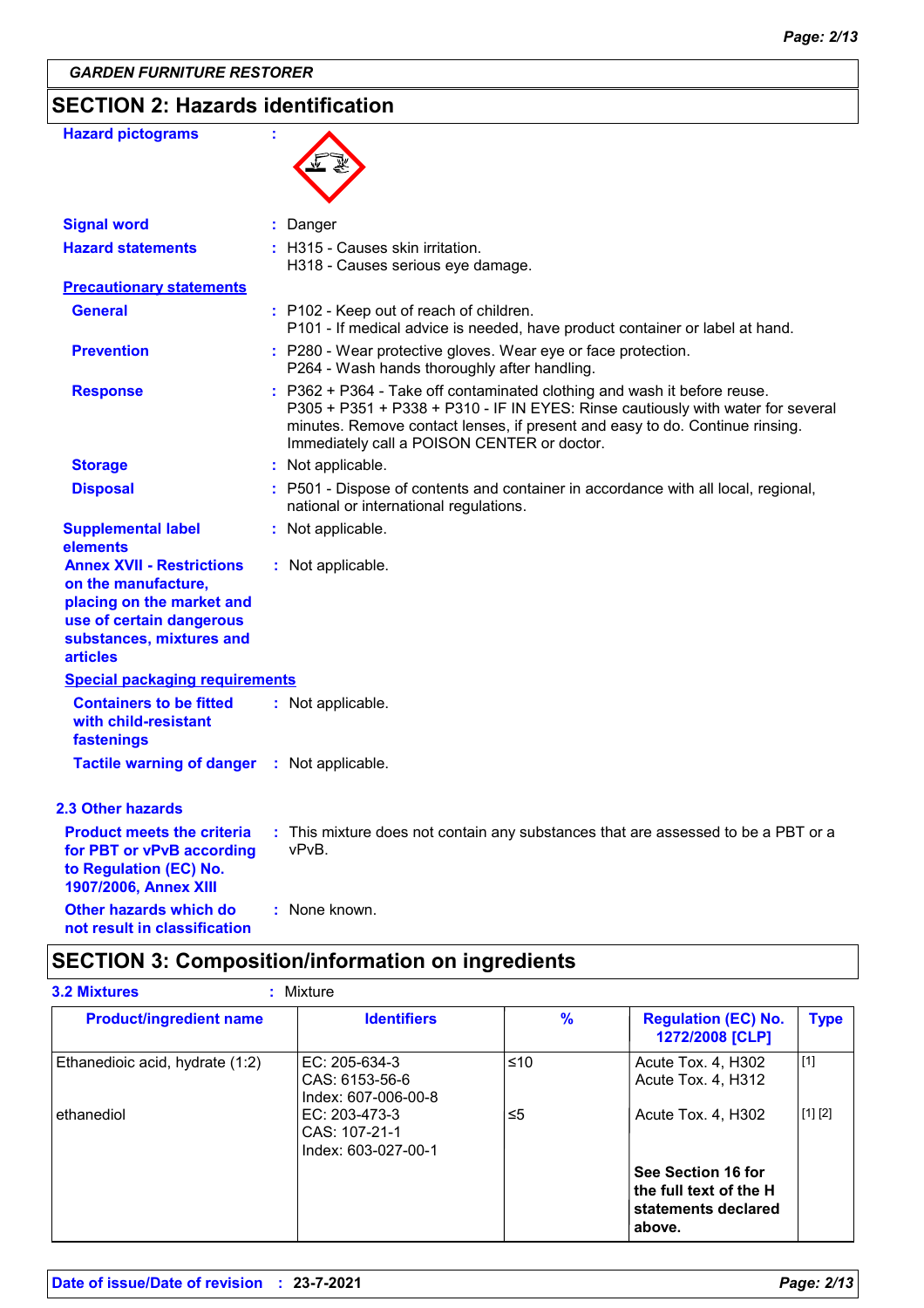GARDEN FURNITURE RESTORER

## SECTION 2: Hazards identification

**Hazard pictograms** :

**Signal word** : Danger

**Hazard statements** : H315 - Causes skin irritation.
H318 - Causes serious eye damage.

**Precautionary statements**

**General** : P102 - Keep out of reach of children.
P101 - If medical advice is needed, have product container or label at hand.

**Prevention** : P280 - Wear protective gloves. Wear eye or face protection.
P264 - Wash hands thoroughly after handling.

**Response** : P362 + P364 - Take off contaminated clothing and wash it before reuse.
P305 + P351 + P338 + P310 - IF IN EYES: Rinse cautiously with water for several minutes. Remove contact lenses, if present and easy to do. Continue rinsing. Immediately call a POISON CENTER or doctor.

**Storage** : Not applicable.

**Disposal** : P501 - Dispose of contents and container in accordance with all local, regional, national or international regulations.

**Supplemental label elements** : Not applicable.

**Annex XVII - Restrictions on the manufacture, placing on the market and use of certain dangerous substances, mixtures and articles** : Not applicable.

**Special packaging requirements**

**Containers to be fitted with child-resistant fastenings** : Not applicable.

**Tactile warning of danger** : Not applicable.

### 2.3 Other hazards

**Product meets the criteria for PBT or vPvB according to Regulation (EC) No. 1907/2006, Annex XIII** : This mixture does not contain any substances that are assessed to be a PBT or a vPvB.

**Other hazards which do not result in classification** : None known.

## SECTION 3: Composition/information on ingredients

**3.2 Mixtures** : Mixture

| Product/ingredient name | Identifiers | % | Regulation (EC) No. 1272/2008 [CLP] | Type |
|---|---|---|---|---|
| Ethanedioic acid, hydrate (1:2) | EC: 205-634-3<br>CAS: 6153-56-6<br>Index: 607-006-00-8 | ≤10 | Acute Tox. 4, H302<br>Acute Tox. 4, H312 | [1] |
| ethanediol | EC: 203-473-3<br>CAS: 107-21-1<br>Index: 603-027-00-1 | ≤5 | Acute Tox. 4, H302 | [1] [2] |
| | | | **See Section 16 for the full text of the H statements declared above.** | |

Date of issue/Date of revision : 23-7-2021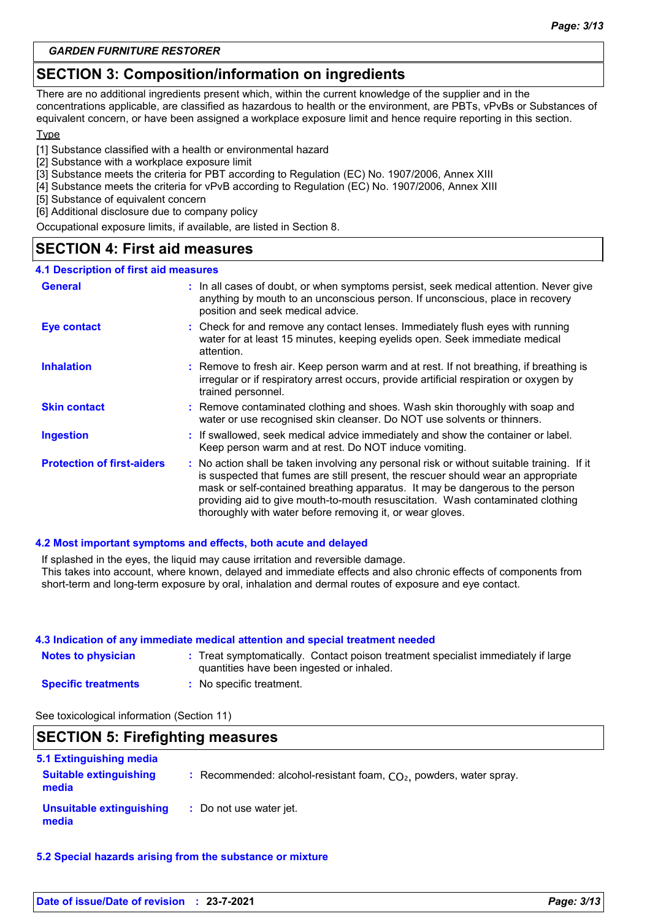*GARDEN FURNITURE RESTORER*

## SECTION 3: Composition/information on ingredients

There are no additional ingredients present which, within the current knowledge of the supplier and in the concentrations applicable, are classified as hazardous to health or the environment, are PBTs, vPvBs or Substances of equivalent concern, or have been assigned a workplace exposure limit and hence require reporting in this section.

Type

[1] Substance classified with a health or environmental hazard
[2] Substance with a workplace exposure limit
[3] Substance meets the criteria for PBT according to Regulation (EC) No. 1907/2006, Annex XIII
[4] Substance meets the criteria for vPvB according to Regulation (EC) No. 1907/2006, Annex XIII
[5] Substance of equivalent concern
[6] Additional disclosure due to company policy

Occupational exposure limits, if available, are listed in Section 8.

## SECTION 4: First aid measures

### 4.1 Description of first aid measures

**General** : In all cases of doubt, or when symptoms persist, seek medical attention. Never give anything by mouth to an unconscious person. If unconscious, place in recovery position and seek medical advice.

**Eye contact** : Check for and remove any contact lenses. Immediately flush eyes with running water for at least 15 minutes, keeping eyelids open. Seek immediate medical attention.

**Inhalation** : Remove to fresh air. Keep person warm and at rest. If not breathing, if breathing is irregular or if respiratory arrest occurs, provide artificial respiration or oxygen by trained personnel.

**Skin contact** : Remove contaminated clothing and shoes. Wash skin thoroughly with soap and water or use recognised skin cleanser. Do NOT use solvents or thinners.

**Ingestion** : If swallowed, seek medical advice immediately and show the container or label. Keep person warm and at rest. Do NOT induce vomiting.

**Protection of first-aiders** : No action shall be taken involving any personal risk or without suitable training. If it is suspected that fumes are still present, the rescuer should wear an appropriate mask or self-contained breathing apparatus. It may be dangerous to the person providing aid to give mouth-to-mouth resuscitation. Wash contaminated clothing thoroughly with water before removing it, or wear gloves.

### 4.2 Most important symptoms and effects, both acute and delayed

If splashed in the eyes, the liquid may cause irritation and reversible damage.
This takes into account, where known, delayed and immediate effects and also chronic effects of components from short-term and long-term exposure by oral, inhalation and dermal routes of exposure and eye contact.

### 4.3 Indication of any immediate medical attention and special treatment needed

**Notes to physician** : Treat symptomatically. Contact poison treatment specialist immediately if large quantities have been ingested or inhaled.

**Specific treatments** : No specific treatment.

See toxicological information (Section 11)

## SECTION 5: Firefighting measures

### 5.1 Extinguishing media

**Suitable extinguishing media** : Recommended: alcohol-resistant foam, $CO_2$, powders, water spray.

**Unsuitable extinguishing media** : Do not use water jet.

### 5.2 Special hazards arising from the substance or mixture

Date of issue/Date of revision : 23-7-2021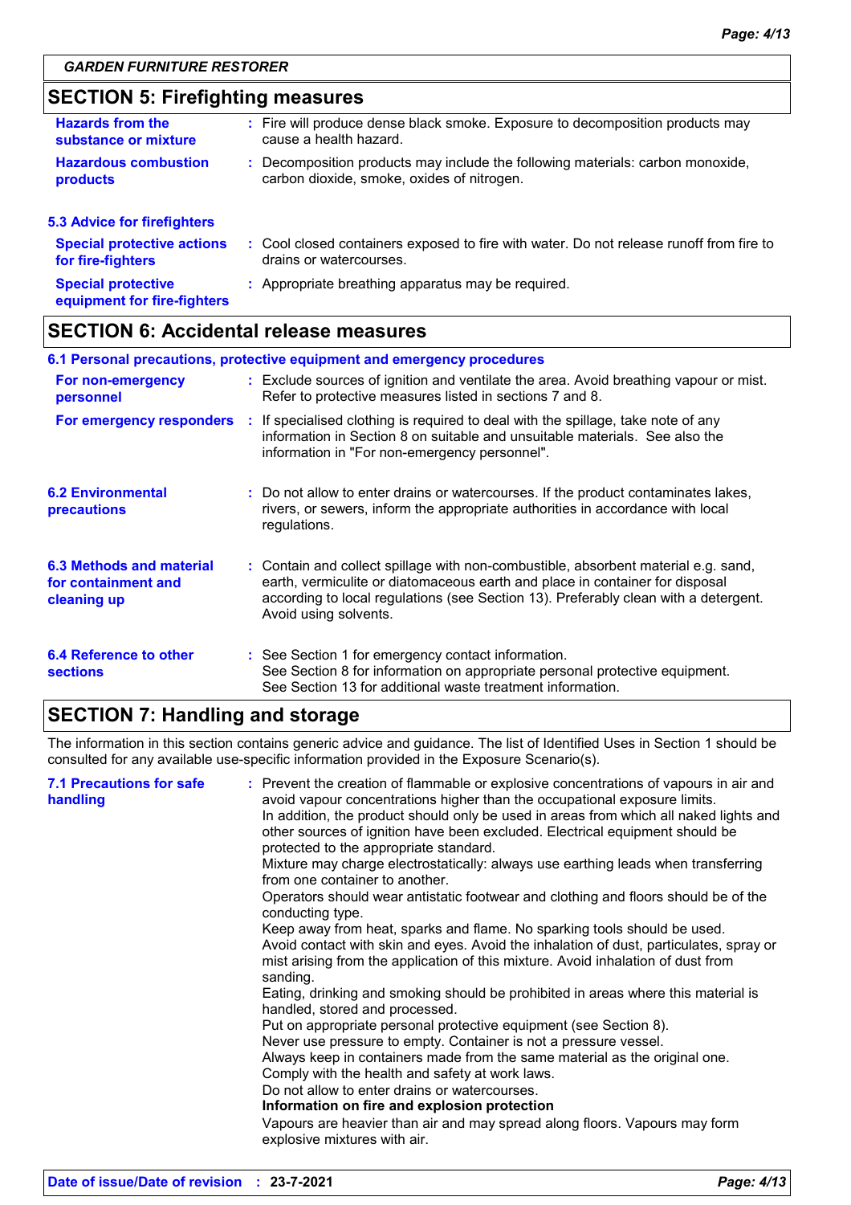## SECTION 5: Firefighting measures

| | |
|---|---|
| **Hazards from the substance or mixture** | : Fire will produce dense black smoke. Exposure to decomposition products may cause a health hazard. |
| **Hazardous combustion products** | : Decomposition products may include the following materials: carbon monoxide, carbon dioxide, smoke, oxides of nitrogen. |

### 5.3 Advice for firefighters

| | |
|---|---|
| **Special protective actions for fire-fighters** | : Cool closed containers exposed to fire with water. Do not release runoff from fire to drains or watercourses. |
| **Special protective equipment for fire-fighters** | : Appropriate breathing apparatus may be required. |

## SECTION 6: Accidental release measures

### 6.1 Personal precautions, protective equipment and emergency procedures

| | |
|---|---|
| **For non-emergency personnel** | : Exclude sources of ignition and ventilate the area. Avoid breathing vapour or mist. Refer to protective measures listed in sections 7 and 8. |
| **For emergency responders** | : If specialised clothing is required to deal with the spillage, take note of any information in Section 8 on suitable and unsuitable materials. See also the information in "For non-emergency personnel". |

| | |
|---|---|
| **6.2 Environmental precautions** | : Do not allow to enter drains or watercourses. If the product contaminates lakes, rivers, or sewers, inform the appropriate authorities in accordance with local regulations. |
| **6.3 Methods and material for containment and cleaning up** | : Contain and collect spillage with non-combustible, absorbent material e.g. sand, earth, vermiculite or diatomaceous earth and place in container for disposal according to local regulations (see Section 13). Preferably clean with a detergent. Avoid using solvents. |
| **6.4 Reference to other sections** | : See Section 1 for emergency contact information.<br>See Section 8 for information on appropriate personal protective equipment.<br>See Section 13 for additional waste treatment information. |

## SECTION 7: Handling and storage

The information in this section contains generic advice and guidance. The list of Identified Uses in Section 1 should be consulted for any available use-specific information provided in the Exposure Scenario(s).

**7.1 Precautions for safe handling**

: Prevent the creation of flammable or explosive concentrations of vapours in air and avoid vapour concentrations higher than the occupational exposure limits.
In addition, the product should only be used in areas from which all naked lights and other sources of ignition have been excluded. Electrical equipment should be protected to the appropriate standard.
Mixture may charge electrostatically: always use earthing leads when transferring from one container to another.
Operators should wear antistatic footwear and clothing and floors should be of the conducting type.
Keep away from heat, sparks and flame. No sparking tools should be used.
Avoid contact with skin and eyes. Avoid the inhalation of dust, particulates, spray or mist arising from the application of this mixture. Avoid inhalation of dust from sanding.
Eating, drinking and smoking should be prohibited in areas where this material is handled, stored and processed.
Put on appropriate personal protective equipment (see Section 8).
Never use pressure to empty. Container is not a pressure vessel.
Always keep in containers made from the same material as the original one.
Comply with the health and safety at work laws.
Do not allow to enter drains or watercourses.

**Information on fire and explosion protection**

Vapours are heavier than air and may spread along floors. Vapours may form explosive mixtures with air.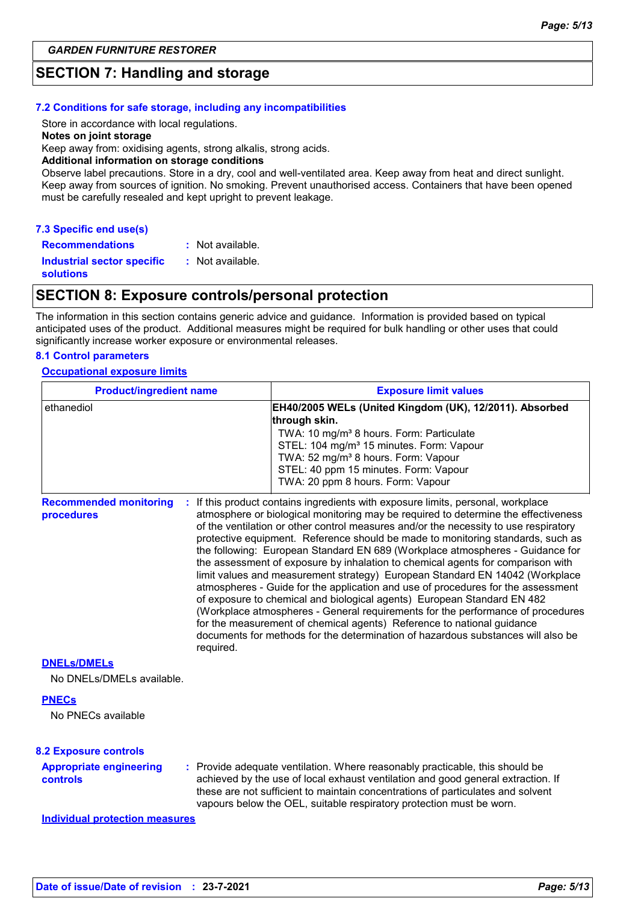GARDEN FURNITURE RESTORER

## SECTION 7: Handling and storage

### 7.2 Conditions for safe storage, including any incompatibilities

Store in accordance with local regulations.

**Notes on joint storage**

Keep away from: oxidising agents, strong alkalis, strong acids.

**Additional information on storage conditions**

Observe label precautions. Store in a dry, cool and well-ventilated area. Keep away from heat and direct sunlight. Keep away from sources of ignition. No smoking. Prevent unauthorised access. Containers that have been opened must be carefully resealed and kept upright to prevent leakage.

### 7.3 Specific end use(s)

**Recommendations** : Not available.

**Industrial sector specific solutions** : Not available.

## SECTION 8: Exposure controls/personal protection

The information in this section contains generic advice and guidance. Information is provided based on typical anticipated uses of the product. Additional measures might be required for bulk handling or other uses that could significantly increase worker exposure or environmental releases.

### 8.1 Control parameters

**Occupational exposure limits**

| Product/ingredient name | Exposure limit values |
|---|---|
| ethanediol | **EH40/2005 WELs (United Kingdom (UK), 12/2011). Absorbed through skin.**<br>TWA: 10 mg/m³ 8 hours. Form: Particulate<br>STEL: 104 mg/m³ 15 minutes. Form: Vapour<br>TWA: 52 mg/m³ 8 hours. Form: Vapour<br>STEL: 40 ppm 15 minutes. Form: Vapour<br>TWA: 20 ppm 8 hours. Form: Vapour |

**Recommended monitoring procedures** : If this product contains ingredients with exposure limits, personal, workplace atmosphere or biological monitoring may be required to determine the effectiveness of the ventilation or other control measures and/or the necessity to use respiratory protective equipment. Reference should be made to monitoring standards, such as the following: European Standard EN 689 (Workplace atmospheres - Guidance for the assessment of exposure by inhalation to chemical agents for comparison with limit values and measurement strategy) European Standard EN 14042 (Workplace atmospheres - Guide for the application and use of procedures for the assessment of exposure to chemical and biological agents) European Standard EN 482 (Workplace atmospheres - General requirements for the performance of procedures for the measurement of chemical agents) Reference to national guidance documents for methods for the determination of hazardous substances will also be required.

**DNELs/DMELs**

No DNELs/DMELs available.

**PNECs**

No PNECs available

### 8.2 Exposure controls

**Appropriate engineering controls** : Provide adequate ventilation. Where reasonably practicable, this should be achieved by the use of local exhaust ventilation and good general extraction. If these are not sufficient to maintain concentrations of particulates and solvent vapours below the OEL, suitable respiratory protection must be worn.

**Individual protection measures**

**Date of issue/Date of revision** : 23-7-2021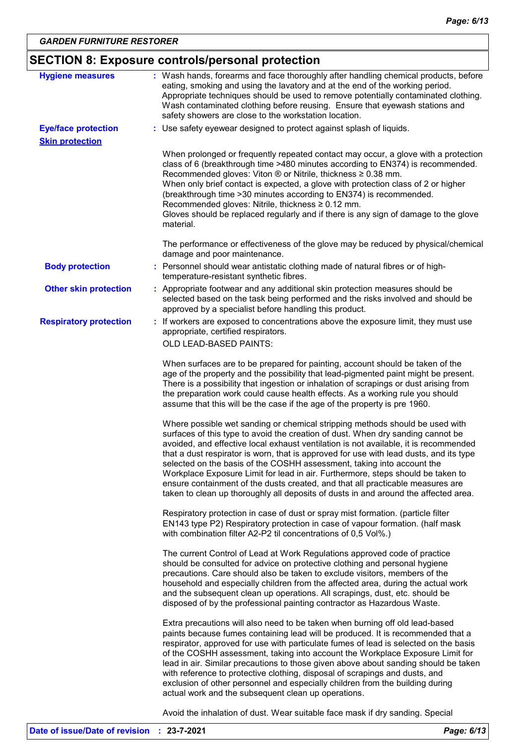GARDEN FURNITURE RESTORER

## SECTION 8: Exposure controls/personal protection

**Hygiene measures** : Wash hands, forearms and face thoroughly after handling chemical products, before eating, smoking and using the lavatory and at the end of the working period. Appropriate techniques should be used to remove potentially contaminated clothing. Wash contaminated clothing before reusing. Ensure that eyewash stations and safety showers are close to the workstation location.

**Eye/face protection** : Use safety eyewear designed to protect against splash of liquids.

**Skin protection**

When prolonged or frequently repeated contact may occur, a glove with a protection class of 6 (breakthrough time >480 minutes according to EN374) is recommended. Recommended gloves: Viton ® or Nitrile, thickness ≥ 0.38 mm.
When only brief contact is expected, a glove with protection class of 2 or higher (breakthrough time >30 minutes according to EN374) is recommended. Recommended gloves: Nitrile, thickness ≥ 0.12 mm.
Gloves should be replaced regularly and if there is any sign of damage to the glove material.

The performance or effectiveness of the glove may be reduced by physical/chemical damage and poor maintenance.

**Body protection** : Personnel should wear antistatic clothing made of natural fibres or of high-temperature-resistant synthetic fibres.

**Other skin protection** : Appropriate footwear and any additional skin protection measures should be selected based on the task being performed and the risks involved and should be approved by a specialist before handling this product.

**Respiratory protection** : If workers are exposed to concentrations above the exposure limit, they must use appropriate, certified respirators.

OLD LEAD-BASED PAINTS:

When surfaces are to be prepared for painting, account should be taken of the age of the property and the possibility that lead-pigmented paint might be present. There is a possibility that ingestion or inhalation of scrapings or dust arising from the preparation work could cause health effects. As a working rule you should assume that this will be the case if the age of the property is pre 1960.

Where possible wet sanding or chemical stripping methods should be used with surfaces of this type to avoid the creation of dust. When dry sanding cannot be avoided, and effective local exhaust ventilation is not available, it is recommended that a dust respirator is worn, that is approved for use with lead dusts, and its type selected on the basis of the COSHH assessment, taking into account the Workplace Exposure Limit for lead in air. Furthermore, steps should be taken to ensure containment of the dusts created, and that all practicable measures are taken to clean up thoroughly all deposits of dusts in and around the affected area.

Respiratory protection in case of dust or spray mist formation. (particle filter EN143 type P2) Respiratory protection in case of vapour formation. (half mask with combination filter A2-P2 til concentrations of 0,5 Vol%.)

The current Control of Lead at Work Regulations approved code of practice should be consulted for advice on protective clothing and personal hygiene precautions. Care should also be taken to exclude visitors, members of the household and especially children from the affected area, during the actual work and the subsequent clean up operations. All scrapings, dust, etc. should be disposed of by the professional painting contractor as Hazardous Waste.

Extra precautions will also need to be taken when burning off old lead-based paints because fumes containing lead will be produced. It is recommended that a respirator, approved for use with particulate fumes of lead is selected on the basis of the COSHH assessment, taking into account the Workplace Exposure Limit for lead in air. Similar precautions to those given above about sanding should be taken with reference to protective clothing, disposal of scrapings and dusts, and exclusion of other personnel and especially children from the building during actual work and the subsequent clean up operations.

Avoid the inhalation of dust. Wear suitable face mask if dry sanding. Special

**Date of issue/Date of revision** : **23-7-2021**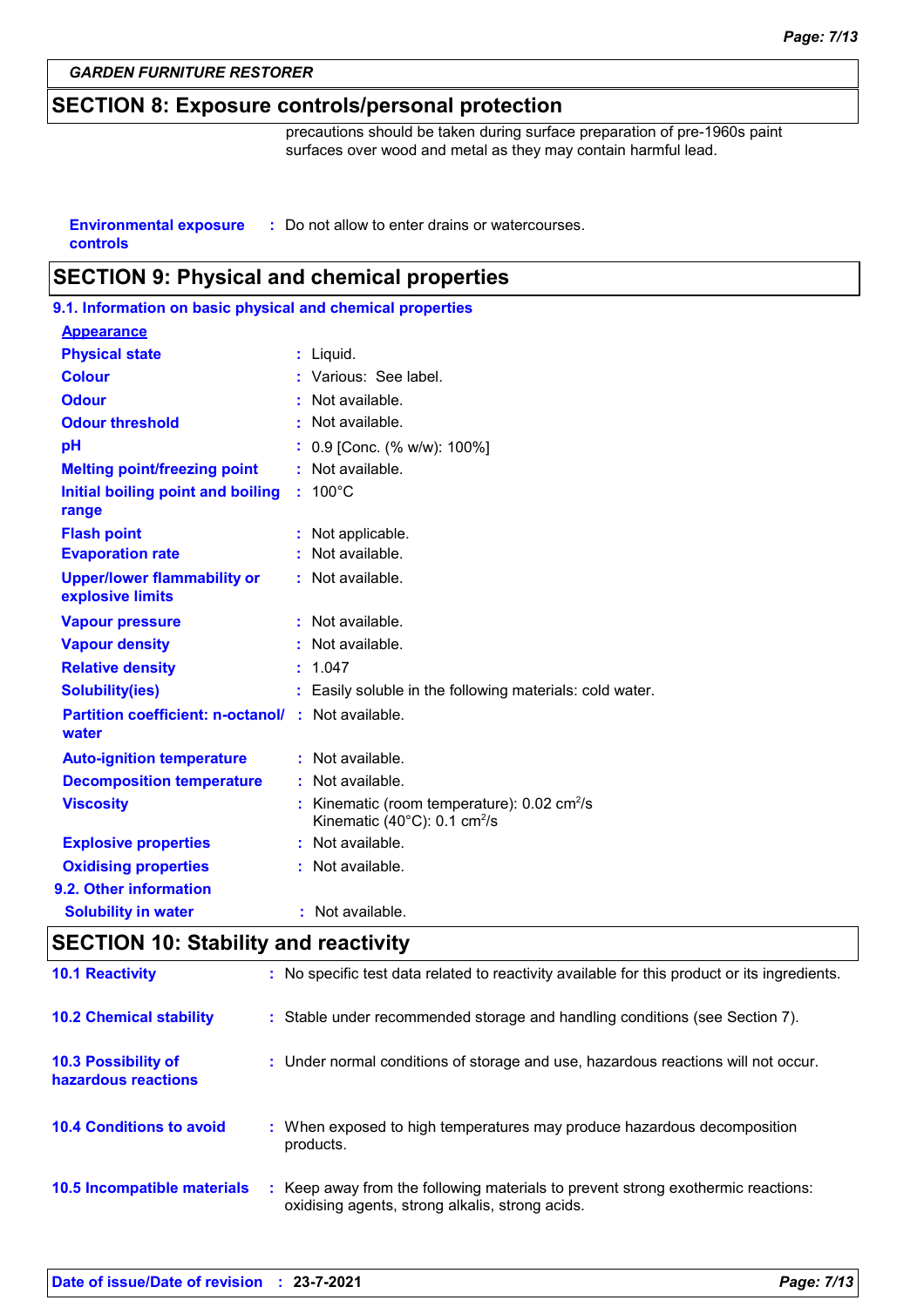## SECTION 8: Exposure controls/personal protection

precautions should be taken during surface preparation of pre-1960s paint surfaces over wood and metal as they may contain harmful lead.

**Environmental exposure controls** : Do not allow to enter drains or watercourses.

## SECTION 9: Physical and chemical properties

### 9.1. Information on basic physical and chemical properties

**Appearance**

| Property | Value |
|---|---|
| **Physical state** | Liquid. |
| **Colour** | Various: See label. |
| **Odour** | Not available. |
| **Odour threshold** | Not available. |
| **pH** | 0.9 [Conc. (% w/w): 100%] |
| **Melting point/freezing point** | Not available. |
| **Initial boiling point and boiling range** | 100°C |
| **Flash point** | Not applicable. |
| **Evaporation rate** | Not available. |
| **Upper/lower flammability or explosive limits** | Not available. |
| **Vapour pressure** | Not available. |
| **Vapour density** | Not available. |
| **Relative density** | 1.047 |
| **Solubility(ies)** | Easily soluble in the following materials: cold water. |
| **Partition coefficient: n-octanol/ water** | Not available. |
| **Auto-ignition temperature** | Not available. |
| **Decomposition temperature** | Not available. |
| **Viscosity** | Kinematic (room temperature): 0.02 $cm^2$/s<br>Kinematic (40°C): 0.1 $cm^2$/s |
| **Explosive properties** | Not available. |
| **Oxidising properties** | Not available. |

### 9.2. Other information

| Property | Value |
|---|---|
| **Solubility in water** | Not available. |

## SECTION 10: Stability and reactivity

**10.1 Reactivity** : No specific test data related to reactivity available for this product or its ingredients.

**10.2 Chemical stability** : Stable under recommended storage and handling conditions (see Section 7).

**10.3 Possibility of hazardous reactions** : Under normal conditions of storage and use, hazardous reactions will not occur.

**10.4 Conditions to avoid** : When exposed to high temperatures may produce hazardous decomposition products.

**10.5 Incompatible materials** : Keep away from the following materials to prevent strong exothermic reactions: oxidising agents, strong alkalis, strong acids.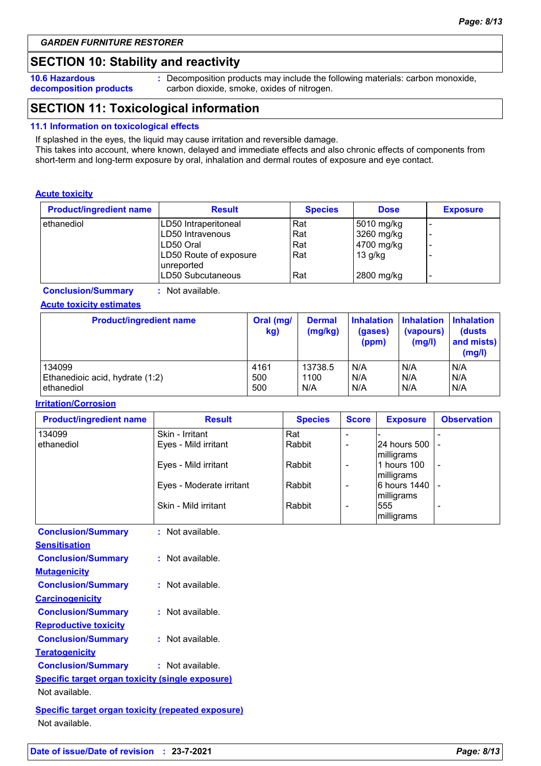## SECTION 10: Stability and reactivity

**10.6 Hazardous decomposition products** : Decomposition products may include the following materials: carbon monoxide, carbon dioxide, smoke, oxides of nitrogen.

## SECTION 11: Toxicological information

### 11.1 Information on toxicological effects

If splashed in the eyes, the liquid may cause irritation and reversible damage.
This takes into account, where known, delayed and immediate effects and also chronic effects of components from short-term and long-term exposure by oral, inhalation and dermal routes of exposure and eye contact.

**Acute toxicity**

| Product/ingredient name | Result | Species | Dose | Exposure |
|---|---|---|---|---|
| ethanediol | LD50 Intraperitoneal | Rat | 5010 mg/kg | - |
| | LD50 Intravenous | Rat | 3260 mg/kg | - |
| | LD50 Oral | Rat | 4700 mg/kg | - |
| | LD50 Route of exposure unreported | Rat | 13 g/kg | - |
| | LD50 Subcutaneous | Rat | 2800 mg/kg | - |

**Conclusion/Summary** : Not available.

**Acute toxicity estimates**

| Product/ingredient name | Oral (mg/kg) | Dermal (mg/kg) | Inhalation (gases) (ppm) | Inhalation (vapours) (mg/l) | Inhalation (dusts and mists) (mg/l) |
|---|---|---|---|---|---|
| 134099 | 4161 | 13738.5 | N/A | N/A | N/A |
| Ethanedioic acid, hydrate (1:2) | 500 | 1100 | N/A | N/A | N/A |
| ethanediol | 500 | N/A | N/A | N/A | N/A |

**Irritation/Corrosion**

| Product/ingredient name | Result | Species | Score | Exposure | Observation |
|---|---|---|---|---|---|
| 134099 | Skin - Irritant | Rat | - | - | - |
| ethanediol | Eyes - Mild irritant | Rabbit | - | 24 hours 500 milligrams | - |
| | Eyes - Mild irritant | Rabbit | - | 1 hours 100 milligrams | - |
| | Eyes - Moderate irritant | Rabbit | - | 6 hours 1440 milligrams | - |
| | Skin - Mild irritant | Rabbit | - | 555 milligrams | - |

**Conclusion/Summary** : Not available.

**Sensitisation**

**Conclusion/Summary** : Not available.

**Mutagenicity**

**Conclusion/Summary** : Not available.

**Carcinogenicity**

**Conclusion/Summary** : Not available.

**Reproductive toxicity**

**Conclusion/Summary** : Not available.

**Teratogenicity**

**Conclusion/Summary** : Not available.

**Specific target organ toxicity (single exposure)**

Not available.

**Specific target organ toxicity (repeated exposure)**

Not available.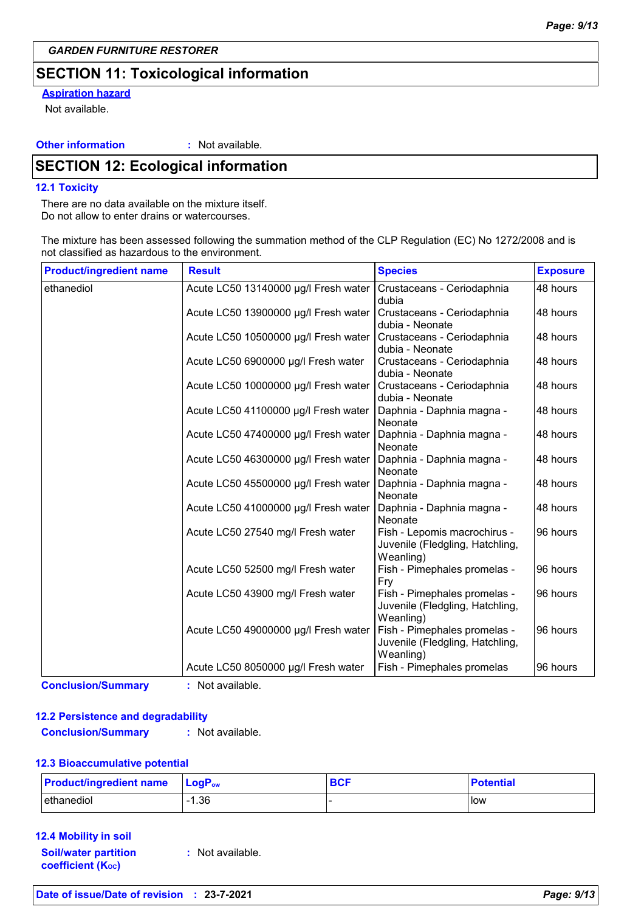GARDEN FURNITURE RESTORER

## SECTION 11: Toxicological information

**Aspiration hazard**

Not available.

**Other information** : Not available.

## SECTION 12: Ecological information

### 12.1 Toxicity

There are no data available on the mixture itself.
Do not allow to enter drains or watercourses.

The mixture has been assessed following the summation method of the CLP Regulation (EC) No 1272/2008 and is not classified as hazardous to the environment.

| Product/ingredient name | Result | Species | Exposure |
|---|---|---|---|
| ethanediol | Acute LC50 13140000 µg/l Fresh water | Crustaceans - Ceriodaphnia dubia | 48 hours |
| | Acute LC50 13900000 µg/l Fresh water | Crustaceans - Ceriodaphnia dubia - Neonate | 48 hours |
| | Acute LC50 10500000 µg/l Fresh water | Crustaceans - Ceriodaphnia dubia - Neonate | 48 hours |
| | Acute LC50 6900000 µg/l Fresh water | Crustaceans - Ceriodaphnia dubia - Neonate | 48 hours |
| | Acute LC50 10000000 µg/l Fresh water | Crustaceans - Ceriodaphnia dubia - Neonate | 48 hours |
| | Acute LC50 41100000 µg/l Fresh water | Daphnia - Daphnia magna - Neonate | 48 hours |
| | Acute LC50 47400000 µg/l Fresh water | Daphnia - Daphnia magna - Neonate | 48 hours |
| | Acute LC50 46300000 µg/l Fresh water | Daphnia - Daphnia magna - Neonate | 48 hours |
| | Acute LC50 45500000 µg/l Fresh water | Daphnia - Daphnia magna - Neonate | 48 hours |
| | Acute LC50 41000000 µg/l Fresh water | Daphnia - Daphnia magna - Neonate | 48 hours |
| | Acute LC50 27540 mg/l Fresh water | Fish - Lepomis macrochirus - Juvenile (Fledgling, Hatchling, Weanling) | 96 hours |
| | Acute LC50 52500 mg/l Fresh water | Fish - Pimephales promelas - Fry | 96 hours |
| | Acute LC50 43900 mg/l Fresh water | Fish - Pimephales promelas - Juvenile (Fledgling, Hatchling, Weanling) | 96 hours |
| | Acute LC50 49000000 µg/l Fresh water | Fish - Pimephales promelas - Juvenile (Fledgling, Hatchling, Weanling) | 96 hours |
| | Acute LC50 8050000 µg/l Fresh water | Fish - Pimephales promelas | 96 hours |

**Conclusion/Summary** : Not available.

### 12.2 Persistence and degradability

**Conclusion/Summary** : Not available.

### 12.3 Bioaccumulative potential

| Product/ingredient name | $LogP_{ow}$ | BCF | Potential |
|---|---|---|---|
| ethanediol | -1.36 | - | low |

### 12.4 Mobility in soil

**Soil/water partition coefficient ($K_{OC}$)** : Not available.

**Date of issue/Date of revision** : 23-7-2021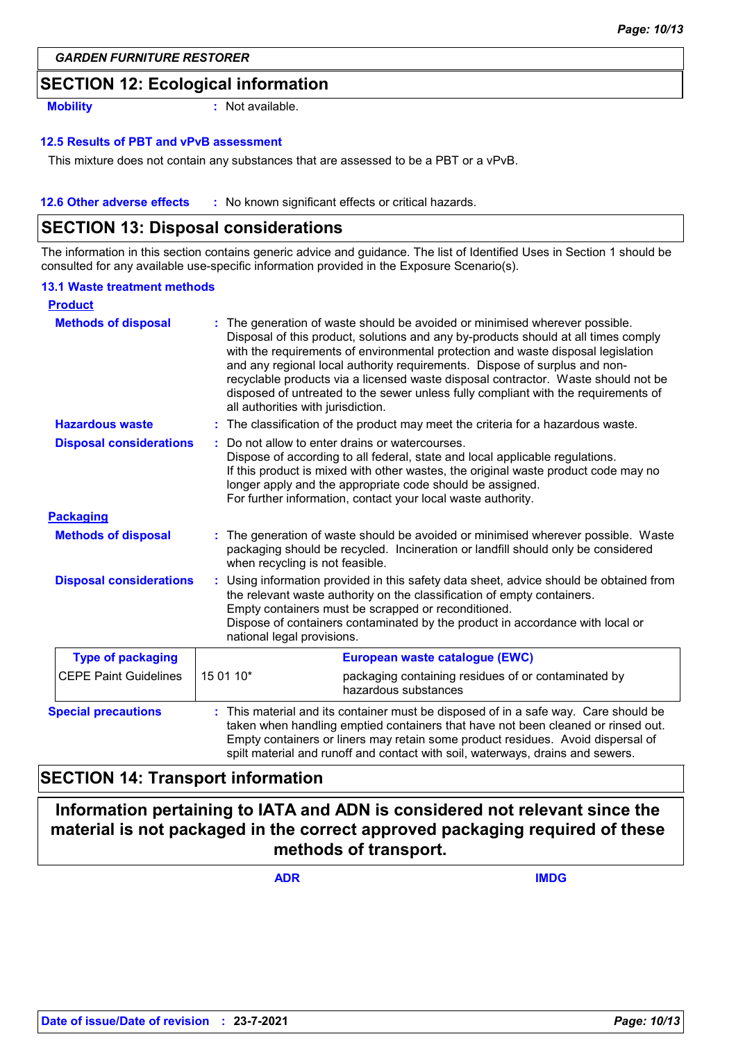GARDEN FURNITURE RESTORER

## SECTION 12: Ecological information

**Mobility** : Not available.

### 12.5 Results of PBT and vPvB assessment

This mixture does not contain any substances that are assessed to be a PBT or a vPvB.

**12.6 Other adverse effects** : No known significant effects or critical hazards.

## SECTION 13: Disposal considerations

The information in this section contains generic advice and guidance. The list of Identified Uses in Section 1 should be consulted for any available use-specific information provided in the Exposure Scenario(s).

### 13.1 Waste treatment methods

**Product**

**Methods of disposal** : The generation of waste should be avoided or minimised wherever possible. Disposal of this product, solutions and any by-products should at all times comply with the requirements of environmental protection and waste disposal legislation and any regional local authority requirements. Dispose of surplus and non-recyclable products via a licensed waste disposal contractor. Waste should not be disposed of untreated to the sewer unless fully compliant with the requirements of all authorities with jurisdiction.

**Hazardous waste** : The classification of the product may meet the criteria for a hazardous waste.

**Disposal considerations** : Do not allow to enter drains or watercourses.
Dispose of according to all federal, state and local applicable regulations.
If this product is mixed with other wastes, the original waste product code may no longer apply and the appropriate code should be assigned.
For further information, contact your local waste authority.

**Packaging**

**Methods of disposal** : The generation of waste should be avoided or minimised wherever possible. Waste packaging should be recycled. Incineration or landfill should only be considered when recycling is not feasible.

**Disposal considerations** : Using information provided in this safety data sheet, advice should be obtained from the relevant waste authority on the classification of empty containers.
Empty containers must be scrapped or reconditioned.
Dispose of containers contaminated by the product in accordance with local or national legal provisions.

| Type of packaging | European waste catalogue (EWC) | |
|---|---|---|
| CEPE Paint Guidelines | 15 01 10* | packaging containing residues of or contaminated by hazardous substances |

**Special precautions** : This material and its container must be disposed of in a safe way. Care should be taken when handling emptied containers that have not been cleaned or rinsed out. Empty containers or liners may retain some product residues. Avoid dispersal of spilt material and runoff and contact with soil, waterways, drains and sewers.

## SECTION 14: Transport information

**Information pertaining to IATA and ADN is considered not relevant since the material is not packaged in the correct approved packaging required of these methods of transport.**

| | ADR | IMDG |
|---|---|---|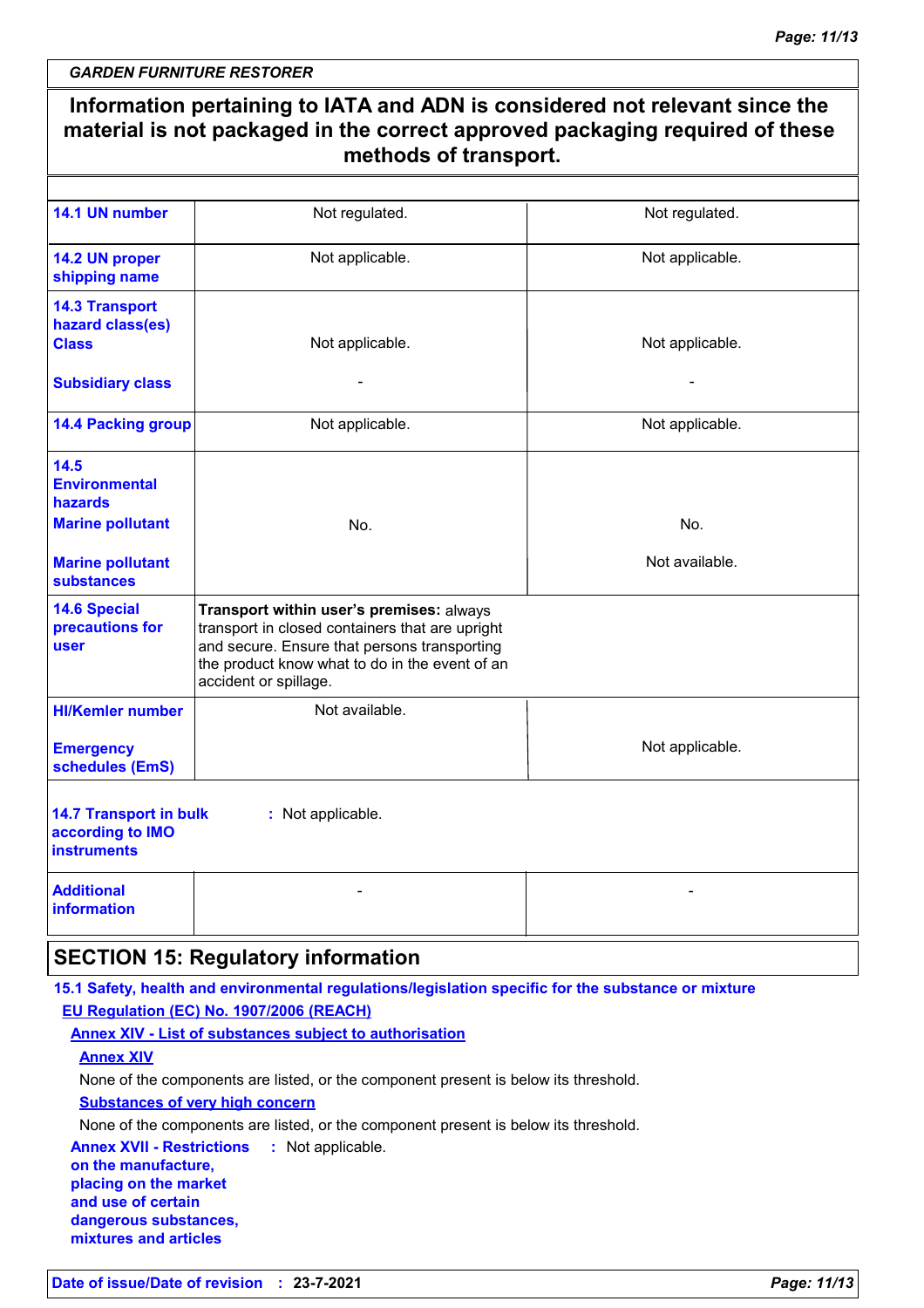GARDEN FURNITURE RESTORER

**Information pertaining to IATA and ADN is considered not relevant since the material is not packaged in the correct approved packaging required of these methods of transport.**

| | | |
|---|---|---|
| **14.1 UN number** | Not regulated. | Not regulated. |
| **14.2 UN proper shipping name** | Not applicable. | Not applicable. |
| **14.3 Transport hazard class(es)** Class | Not applicable. | Not applicable. |
| Subsidiary class | - | - |
| **14.4 Packing group** | Not applicable. | Not applicable. |
| **14.5 Environmental hazards** Marine pollutant | No. | No. |
| Marine pollutant substances | | Not available. |
| **14.6 Special precautions for user** | **Transport within user's premises:** always transport in closed containers that are upright and secure. Ensure that persons transporting the product know what to do in the event of an accident or spillage. | |
| HI/Kemler number | Not available. | |
| Emergency schedules (EmS) | | Not applicable. |
| **14.7 Transport in bulk according to IMO instruments** | : Not applicable. | |
| Additional information | - | - |

## SECTION 15: Regulatory information

**15.1 Safety, health and environmental regulations/legislation specific for the substance or mixture**

**EU Regulation (EC) No. 1907/2006 (REACH)**

**Annex XIV - List of substances subject to authorisation**

**Annex XIV**

None of the components are listed, or the component present is below its threshold.

**Substances of very high concern**

None of the components are listed, or the component present is below its threshold.

**Annex XVII - Restrictions on the manufacture, placing on the market and use of certain dangerous substances, mixtures and articles** : Not applicable.

Date of issue/Date of revision : 23-7-2021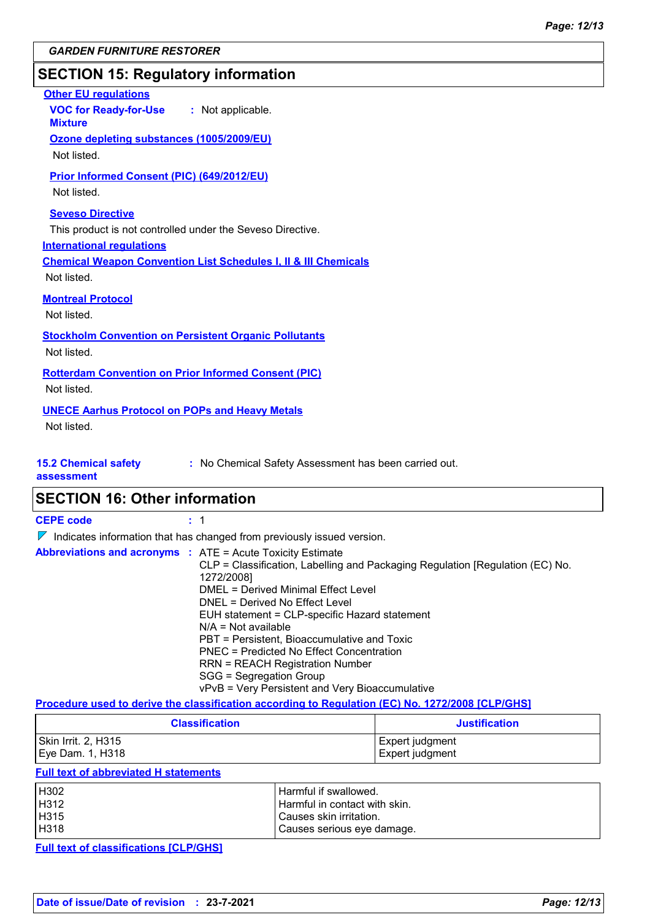GARDEN FURNITURE RESTORER

## SECTION 15: Regulatory information

**Other EU regulations**

**VOC for Ready-for-Use Mixture** : Not applicable.

**Ozone depleting substances (1005/2009/EU)**

Not listed.

**Prior Informed Consent (PIC) (649/2012/EU)**

Not listed.

**Seveso Directive**

This product is not controlled under the Seveso Directive.

**International regulations**

**Chemical Weapon Convention List Schedules I, II & III Chemicals**

Not listed.

**Montreal Protocol**

Not listed.

**Stockholm Convention on Persistent Organic Pollutants**

Not listed.

**Rotterdam Convention on Prior Informed Consent (PIC)**

Not listed.

**UNECE Aarhus Protocol on POPs and Heavy Metals**

Not listed.

**15.2 Chemical safety assessment** : No Chemical Safety Assessment has been carried out.

## SECTION 16: Other information

**CEPE code** : 1

Indicates information that has changed from previously issued version.

**Abbreviations and acronyms** :
ATE = Acute Toxicity Estimate
CLP = Classification, Labelling and Packaging Regulation [Regulation (EC) No. 1272/2008]
DMEL = Derived Minimal Effect Level
DNEL = Derived No Effect Level
EUH statement = CLP-specific Hazard statement
N/A = Not available
PBT = Persistent, Bioaccumulative and Toxic
PNEC = Predicted No Effect Concentration
RRN = REACH Registration Number
SGG = Segregation Group
vPvB = Very Persistent and Very Bioaccumulative

**Procedure used to derive the classification according to Regulation (EC) No. 1272/2008 [CLP/GHS]**

| Classification | Justification |
|---|---|
| Skin Irrit. 2, H315 | Expert judgment |
| Eye Dam. 1, H318 | Expert judgment |

**Full text of abbreviated H statements**

| | |
|---|---|
| H302 | Harmful if swallowed. |
| H312 | Harmful in contact with skin. |
| H315 | Causes skin irritation. |
| H318 | Causes serious eye damage. |

**Full text of classifications [CLP/GHS]**

**Date of issue/Date of revision** : 23-7-2021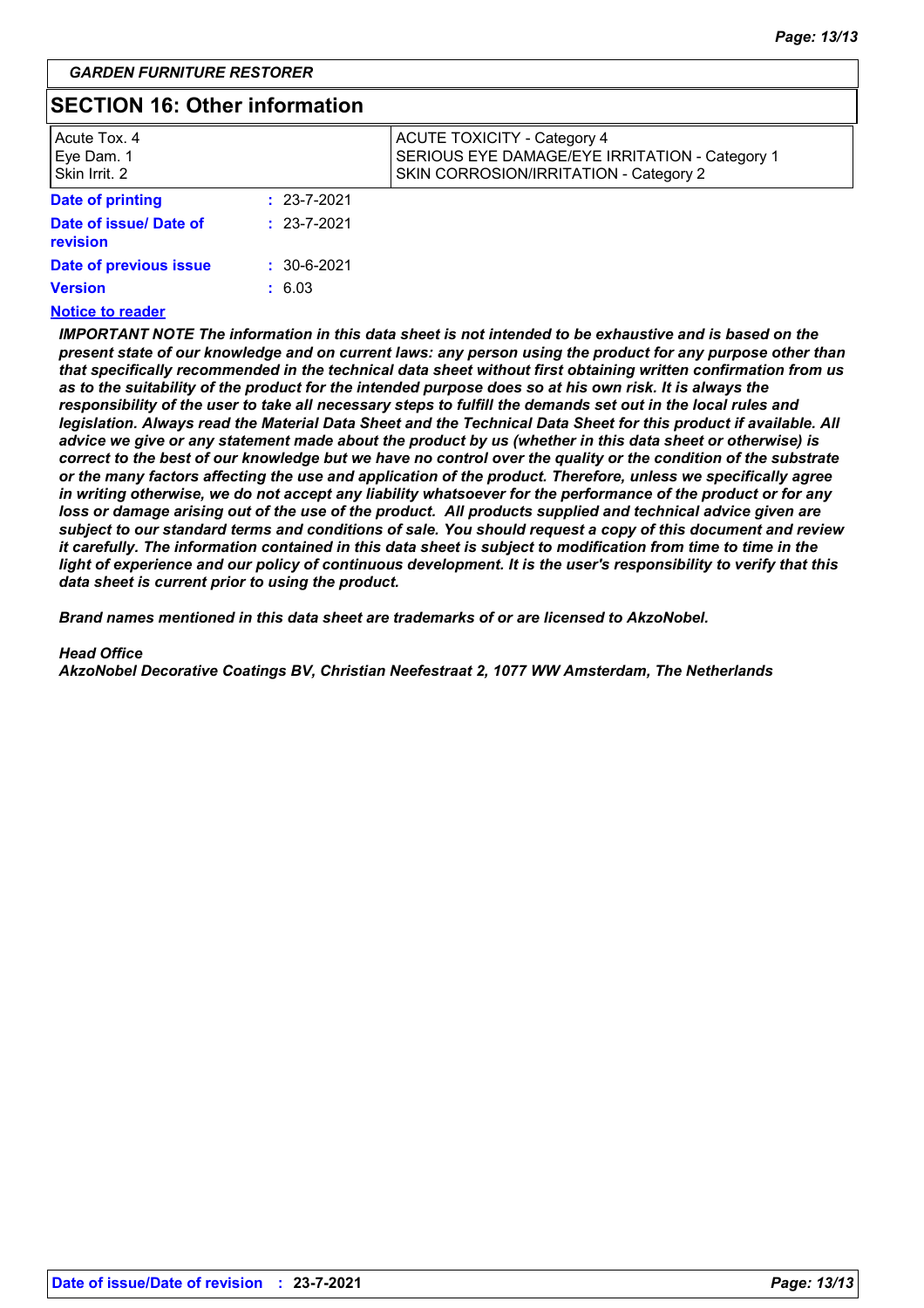## SECTION 16: Other information

| | |
|---|---|
| Acute Tox. 4<br>Eye Dam. 1<br>Skin Irrit. 2 | ACUTE TOXICITY - Category 4<br>SERIOUS EYE DAMAGE/EYE IRRITATION - Category 1<br>SKIN CORROSION/IRRITATION - Category 2 |

**Date of printing** : 23-7-2021

**Date of issue/ Date of revision** : 23-7-2021

**Date of previous issue** : 30-6-2021

**Version** : 6.03

**Notice to reader**

***IMPORTANT NOTE The information in this data sheet is not intended to be exhaustive and is based on the present state of our knowledge and on current laws: any person using the product for any purpose other than that specifically recommended in the technical data sheet without first obtaining written confirmation from us as to the suitability of the product for the intended purpose does so at his own risk. It is always the responsibility of the user to take all necessary steps to fulfill the demands set out in the local rules and legislation. Always read the Material Data Sheet and the Technical Data Sheet for this product if available. All advice we give or any statement made about the product by us (whether in this data sheet or otherwise) is correct to the best of our knowledge but we have no control over the quality or the condition of the substrate or the many factors affecting the use and application of the product. Therefore, unless we specifically agree in writing otherwise, we do not accept any liability whatsoever for the performance of the product or for any loss or damage arising out of the use of the product. All products supplied and technical advice given are subject to our standard terms and conditions of sale. You should request a copy of this document and review it carefully. The information contained in this data sheet is subject to modification from time to time in the light of experience and our policy of continuous development. It is the user's responsibility to verify that this data sheet is current prior to using the product.***

***Brand names mentioned in this data sheet are trademarks of or are licensed to AkzoNobel.***

***Head Office***
***AkzoNobel Decorative Coatings BV, Christian Neefestraat 2, 1077 WW Amsterdam, The Netherlands***